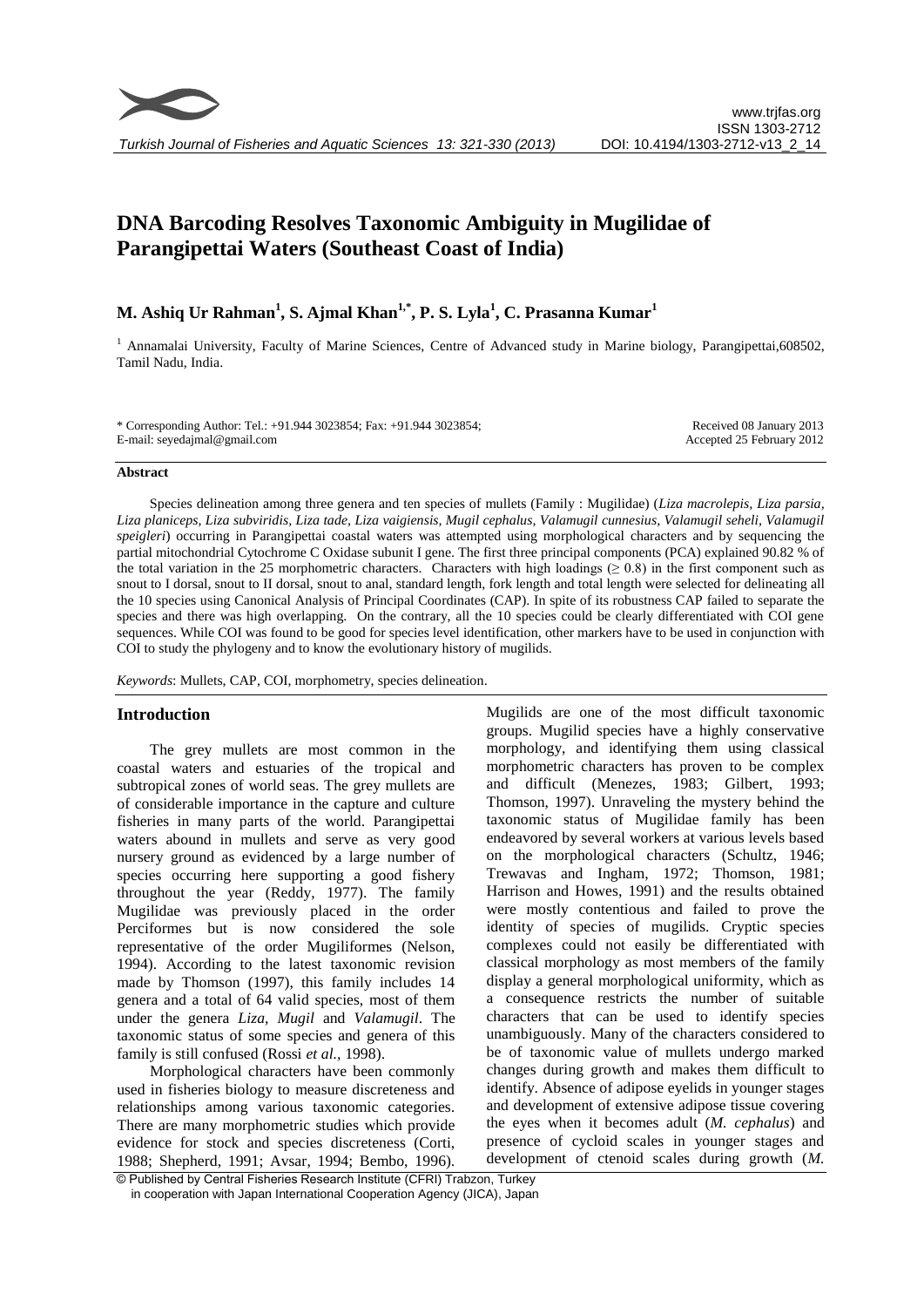# DNA Barcoding Resolves Taxonomic Ambiguity in Mugilidae of Parangipettai Waters (Southeast Coast of India)

## M. Ashiq Ur Rahman[1], S. Ajmal Khan[1,*], P. S. Lyla[1], C. Prasanna Kumar[1]

[1] Annamalai University, Faculty of Marine Sciences, Centre of Advanced study in Marine biology, Parangipettai,608502, Tamil Nadu, India.

\* Corresponding Author: Tel.: +91.944 3023854; Fax: +91.944 3023854;
E-mail: seyedajmal@gmail.com

Received 08 January 2013
Accepted 25 February 2012

### Abstract

Species delineation among three genera and ten species of mullets (Family : Mugilidae) (*Liza macrolepis, Liza parsia, Liza planiceps, Liza subviridis, Liza tade, Liza vaigiensis, Mugil cephalus, Valamugil cunnesius, Valamugil seheli, Valamugil speigleri*) occurring in Parangipettai coastal waters was attempted using morphological characters and by sequencing the partial mitochondrial Cytochrome C Oxidase subunit I gene. The first three principal components (PCA) explained 90.82 % of the total variation in the 25 morphometric characters. Characters with high loadings ($\geq 0.8$) in the first component such as snout to I dorsal, snout to II dorsal, snout to anal, standard length, fork length and total length were selected for delineating all the 10 species using Canonical Analysis of Principal Coordinates (CAP). In spite of its robustness CAP failed to separate the species and there was high overlapping. On the contrary, all the 10 species could be clearly differentiated with COI gene sequences. While COI was found to be good for species level identification, other markers have to be used in conjunction with COI to study the phylogeny and to know the evolutionary history of mugilids.

*Keywords*: Mullets, CAP, COI, morphometry, species delineation.

## Introduction

The grey mullets are most common in the coastal waters and estuaries of the tropical and subtropical zones of world seas. The grey mullets are of considerable importance in the capture and culture fisheries in many parts of the world. Parangipettai waters abound in mullets and serve as very good nursery ground as evidenced by a large number of species occurring here supporting a good fishery throughout the year (Reddy, 1977). The family Mugilidae was previously placed in the order Perciformes but is now considered the sole representative of the order Mugiliformes (Nelson, 1994). According to the latest taxonomic revision made by Thomson (1997), this family includes 14 genera and a total of 64 valid species, most of them under the genera *Liza*, *Mugil* and *Valamugil*. The taxonomic status of some species and genera of this family is still confused (Rossi *et al.*, 1998).

Morphological characters have been commonly used in fisheries biology to measure discreteness and relationships among various taxonomic categories. There are many morphometric studies which provide evidence for stock and species discreteness (Corti, 1988; Shepherd, 1991; Avsar, 1994; Bembo, 1996). Mugilids are one of the most difficult taxonomic groups. Mugilid species have a highly conservative morphology, and identifying them using classical morphometric characters has proven to be complex and difficult (Menezes, 1983; Gilbert, 1993; Thomson, 1997). Unraveling the mystery behind the taxonomic status of Mugilidae family has been endeavored by several workers at various levels based on the morphological characters (Schultz, 1946; Trewavas and Ingham, 1972; Thomson, 1981; Harrison and Howes, 1991) and the results obtained were mostly contentious and failed to prove the identity of species of mugilids. Cryptic species complexes could not easily be differentiated with classical morphology as most members of the family display a general morphological uniformity, which as a consequence restricts the number of suitable characters that can be used to identify species unambiguously. Many of the characters considered to be of taxonomic value of mullets undergo marked changes during growth and makes them difficult to identify. Absence of adipose eyelids in younger stages and development of extensive adipose tissue covering the eyes when it becomes adult (*M. cephalus*) and presence of cycloid scales in younger stages and development of ctenoid scales during growth (*M.*

© Published by Central Fisheries Research Institute (CFRI) Trabzon, Turkey
in cooperation with Japan International Cooperation Agency (JICA), Japan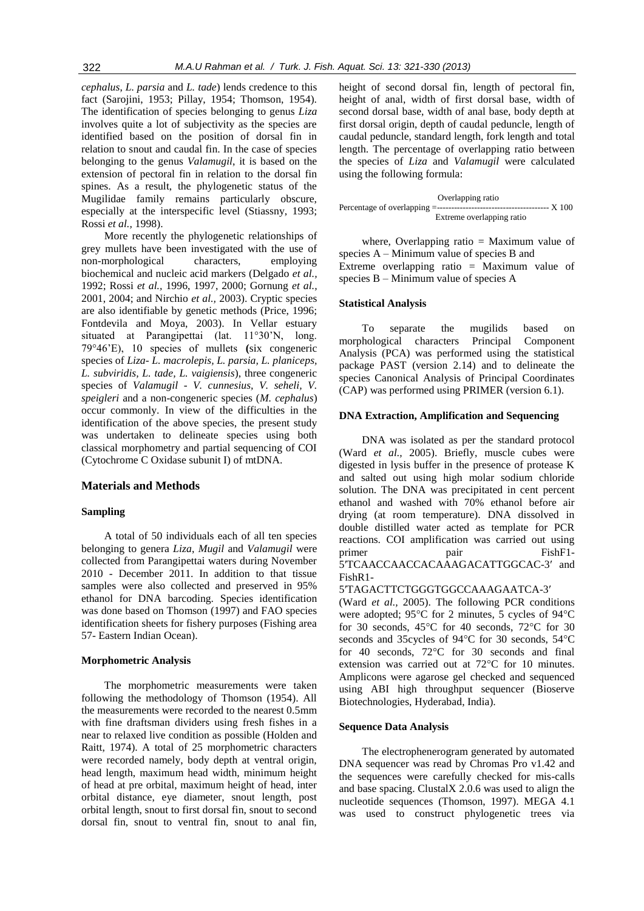*cephalus*, *L. parsia* and *L. tade*) lends credence to this fact (Sarojini, 1953; Pillay, 1954; Thomson, 1954). The identification of species belonging to genus *Liza* involves quite a lot of subjectivity as the species are identified based on the position of dorsal fin in relation to snout and caudal fin. In the case of species belonging to the genus *Valamugil*, it is based on the extension of pectoral fin in relation to the dorsal fin spines. As a result, the phylogenetic status of the Mugilidae family remains particularly obscure, especially at the interspecific level (Stiassny, 1993; Rossi *et al.,* 1998).

More recently the phylogenetic relationships of grey mullets have been investigated with the use of non-morphological characters, employing biochemical and nucleic acid markers (Delgado *et al.,* 1992; Rossi *et al.,* 1996, 1997, 2000; Gornung *et al.,* 2001, 2004; and Nirchio *et al.,* 2003). Cryptic species are also identifiable by genetic methods (Price, 1996; Fontdevila and Moya, 2003). In Vellar estuary situated at Parangipettai (lat. 11°30'N, long. 79°46'E), 10 species of mullets **(**six congeneric species of *Liza- L. macrolepis, L. parsia, L. planiceps, L. subviridis, L. tade, L. vaigiensis*), three congeneric species of *Valamugil - V. cunnesius, V. seheli, V. speigleri* and a non-congeneric species (*M. cephalus*) occur commonly. In view of the difficulties in the identification of the above species, the present study was undertaken to delineate species using both classical morphometry and partial sequencing of COI (Cytochrome C Oxidase subunit I) of mtDNA.

## Materials and Methods

### Sampling

A total of 50 individuals each of all ten species belonging to genera *Liza*, *Mugil* and *Valamugil* were collected from Parangipettai waters during November 2010 - December 2011. In addition to that tissue samples were also collected and preserved in 95% ethanol for DNA barcoding. Species identification was done based on Thomson (1997) and FAO species identification sheets for fishery purposes (Fishing area 57- Eastern Indian Ocean).

### Morphometric Analysis

The morphometric measurements were taken following the methodology of Thomson (1954). All the measurements were recorded to the nearest 0.5mm with fine draftsman dividers using fresh fishes in a near to relaxed live condition as possible (Holden and Raitt, 1974). A total of 25 morphometric characters were recorded namely, body depth at ventral origin, head length, maximum head width, minimum height of head at pre orbital, maximum height of head, inter orbital distance, eye diameter, snout length, post orbital length, snout to first dorsal fin, snout to second dorsal fin, snout to ventral fin, snout to anal fin, height of second dorsal fin, length of pectoral fin, height of anal, width of first dorsal base, width of second dorsal base, width of anal base, body depth at first dorsal origin, depth of caudal peduncle, length of caudal peduncle, standard length, fork length and total length. The percentage of overlapping ratio between the species of *Liza* and *Valamugil* were calculated using the following formula:

$$\text{Percentage of overlapping} = \frac{\text{Overlapping ratio}}{\text{Extreme overlapping ratio}} \times 100$$

where, Overlapping ratio = Maximum value of species A – Minimum value of species B and
Extreme overlapping ratio = Maximum value of species B – Minimum value of species A

### Statistical Analysis

To separate the mugilids based on morphological characters Principal Component Analysis (PCA) was performed using the statistical package PAST (version 2.14) and to delineate the species Canonical Analysis of Principal Coordinates (CAP) was performed using PRIMER (version 6.1).

### DNA Extraction, Amplification and Sequencing

DNA was isolated as per the standard protocol (Ward *et al.,* 2005). Briefly, muscle cubes were digested in lysis buffer in the presence of protease K and salted out using high molar sodium chloride solution. The DNA was precipitated in cent percent ethanol and washed with 70% ethanol before air drying (at room temperature). DNA dissolved in double distilled water acted as template for PCR reactions. COI amplification was carried out using primer pair FishF1-5′TCAACCAACCACAAAGACATTGGCAC-3′ and FishR1-5′TAGACTTCTGGGTGGCCAAAGAATCA-3′ (Ward *et al.,* 2005). The following PCR conditions were adopted; 95°C for 2 minutes, 5 cycles of 94°C for 30 seconds, 45°C for 40 seconds, 72°C for 30 seconds and 35cycles of 94°C for 30 seconds, 54°C for 40 seconds, 72°C for 30 seconds and final extension was carried out at 72°C for 10 minutes. Amplicons were agarose gel checked and sequenced using ABI high throughput sequencer (Bioserve Biotechnologies, Hyderabad, India).

### Sequence Data Analysis

The electrophenerogram generated by automated DNA sequencer was read by Chromas Pro v1.42 and the sequences were carefully checked for mis-calls and base spacing. ClustalX 2.0.6 was used to align the nucleotide sequences (Thomson, 1997). MEGA 4.1 was used to construct phylogenetic trees via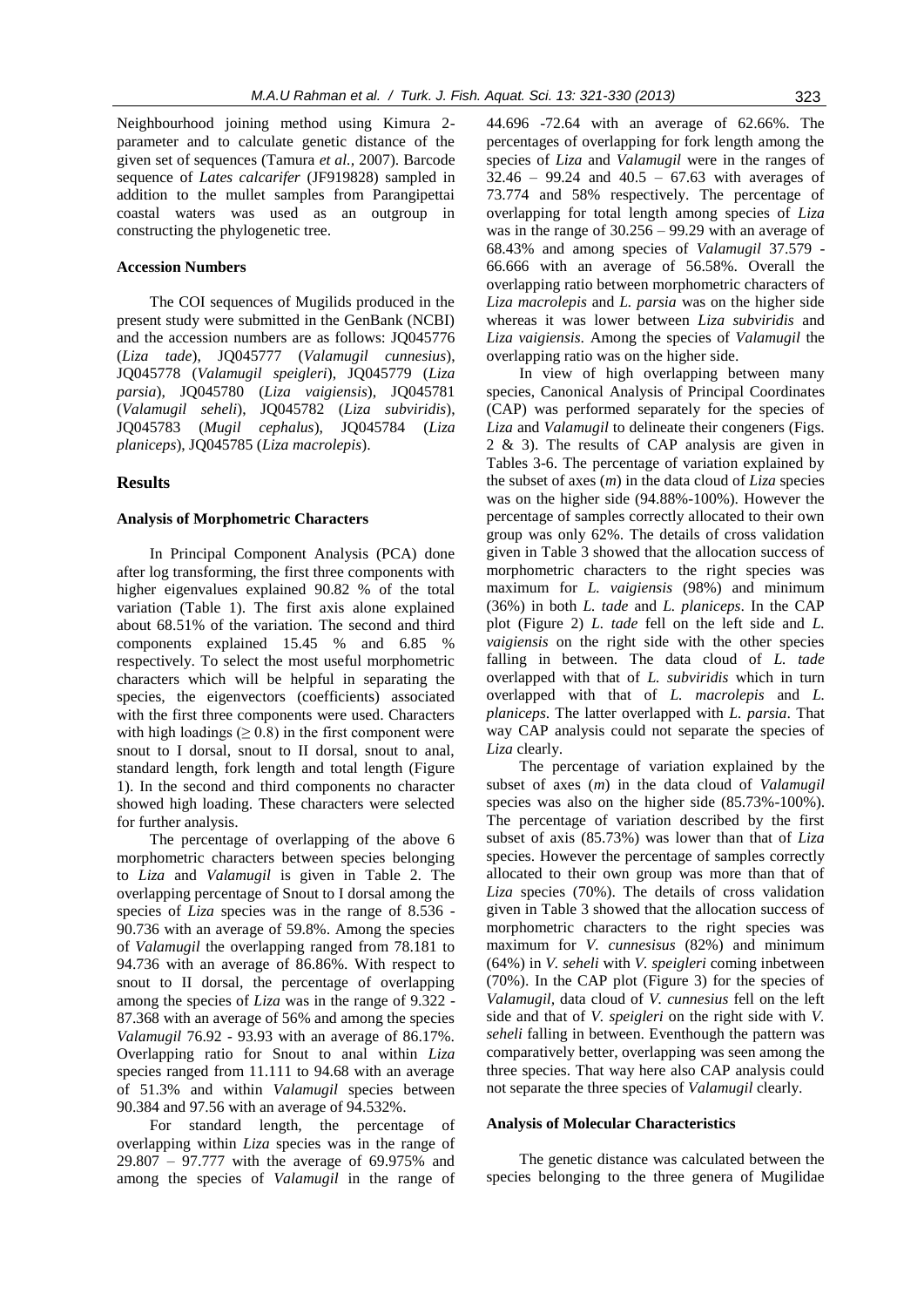Neighbourhood joining method using Kimura 2-parameter and to calculate genetic distance of the given set of sequences (Tamura *et al.,* 2007). Barcode sequence of *Lates calcarifer* (JF919828) sampled in addition to the mullet samples from Parangipettai coastal waters was used as an outgroup in constructing the phylogenetic tree.

#### Accession Numbers

The COI sequences of Mugilids produced in the present study were submitted in the GenBank (NCBI) and the accession numbers are as follows: JQ045776 (*Liza tade*), JQ045777 (*Valamugil cunnesius*), JQ045778 (*Valamugil speigleri*), JQ045779 (*Liza parsia*), JQ045780 (*Liza vaigiensis*), JQ045781 (*Valamugil seheli*), JQ045782 (*Liza subviridis*), JQ045783 (*Mugil cephalus*), JQ045784 (*Liza planiceps*), JQ045785 (*Liza macrolepis*).

## Results

#### Analysis of Morphometric Characters

In Principal Component Analysis (PCA) done after log transforming, the first three components with higher eigenvalues explained 90.82 % of the total variation (Table 1). The first axis alone explained about 68.51% of the variation. The second and third components explained 15.45 % and 6.85 % respectively. To select the most useful morphometric characters which will be helpful in separating the species, the eigenvectors (coefficients) associated with the first three components were used. Characters with high loadings ($\geq 0.8$) in the first component were snout to I dorsal, snout to II dorsal, snout to anal, standard length, fork length and total length (Figure 1). In the second and third components no character showed high loading. These characters were selected for further analysis.

The percentage of overlapping of the above 6 morphometric characters between species belonging to *Liza* and *Valamugil* is given in Table 2. The overlapping percentage of Snout to I dorsal among the species of *Liza* species was in the range of 8.536 - 90.736 with an average of 59.8%. Among the species of *Valamugil* the overlapping ranged from 78.181 to 94.736 with an average of 86.86%. With respect to snout to II dorsal, the percentage of overlapping among the species of *Liza* was in the range of 9.322 - 87.368 with an average of 56% and among the species *Valamugil* 76.92 - 93.93 with an average of 86.17%. Overlapping ratio for Snout to anal within *Liza* species ranged from 11.111 to 94.68 with an average of 51.3% and within *Valamugil* species between 90.384 and 97.56 with an average of 94.532%.

For standard length, the percentage of overlapping within *Liza* species was in the range of 29.807 – 97.777 with the average of 69.975% and among the species of *Valamugil* in the range of 44.696 -72.64 with an average of 62.66%. The percentages of overlapping for fork length among the species of *Liza* and *Valamugil* were in the ranges of 32.46 – 99.24 and 40.5 – 67.63 with averages of 73.774 and 58% respectively. The percentage of overlapping for total length among species of *Liza* was in the range of 30.256 – 99.29 with an average of 68.43% and among species of *Valamugil* 37.579 - 66.666 with an average of 56.58%. Overall the overlapping ratio between morphometric characters of *Liza macrolepis* and *L. parsia* was on the higher side whereas it was lower between *Liza subviridis* and *Liza vaigiensis*. Among the species of *Valamugil* the overlapping ratio was on the higher side.

In view of high overlapping between many species, Canonical Analysis of Principal Coordinates (CAP) was performed separately for the species of *Liza* and *Valamugil* to delineate their congeners (Figs. 2 & 3). The results of CAP analysis are given in Tables 3-6. The percentage of variation explained by the subset of axes (*m*) in the data cloud of *Liza* species was on the higher side (94.88%-100%). However the percentage of samples correctly allocated to their own group was only 62%. The details of cross validation given in Table 3 showed that the allocation success of morphometric characters to the right species was maximum for *L. vaigiensis* (98%) and minimum (36%) in both *L. tade* and *L. planiceps*. In the CAP plot (Figure 2) *L. tade* fell on the left side and *L. vaigiensis* on the right side with the other species falling in between. The data cloud of *L. tade* overlapped with that of *L. subviridis* which in turn overlapped with that of *L. macrolepis* and *L. planiceps*. The latter overlapped with *L. parsia*. That way CAP analysis could not separate the species of *Liza* clearly.

The percentage of variation explained by the subset of axes (*m*) in the data cloud of *Valamugil* species was also on the higher side (85.73%-100%). The percentage of variation described by the first subset of axis (85.73%) was lower than that of *Liza* species. However the percentage of samples correctly allocated to their own group was more than that of *Liza* species (70%). The details of cross validation given in Table 3 showed that the allocation success of morphometric characters to the right species was maximum for *V. cunnesisus* (82%) and minimum (64%) in *V. seheli* with *V. speigleri* coming inbetween (70%). In the CAP plot (Figure 3) for the species of *Valamugil*, data cloud of *V. cunnesius* fell on the left side and that of *V. speigleri* on the right side with *V. seheli* falling in between. Eventhough the pattern was comparatively better, overlapping was seen among the three species. That way here also CAP analysis could not separate the three species of *Valamugil* clearly.

#### Analysis of Molecular Characteristics

The genetic distance was calculated between the species belonging to the three genera of Mugilidae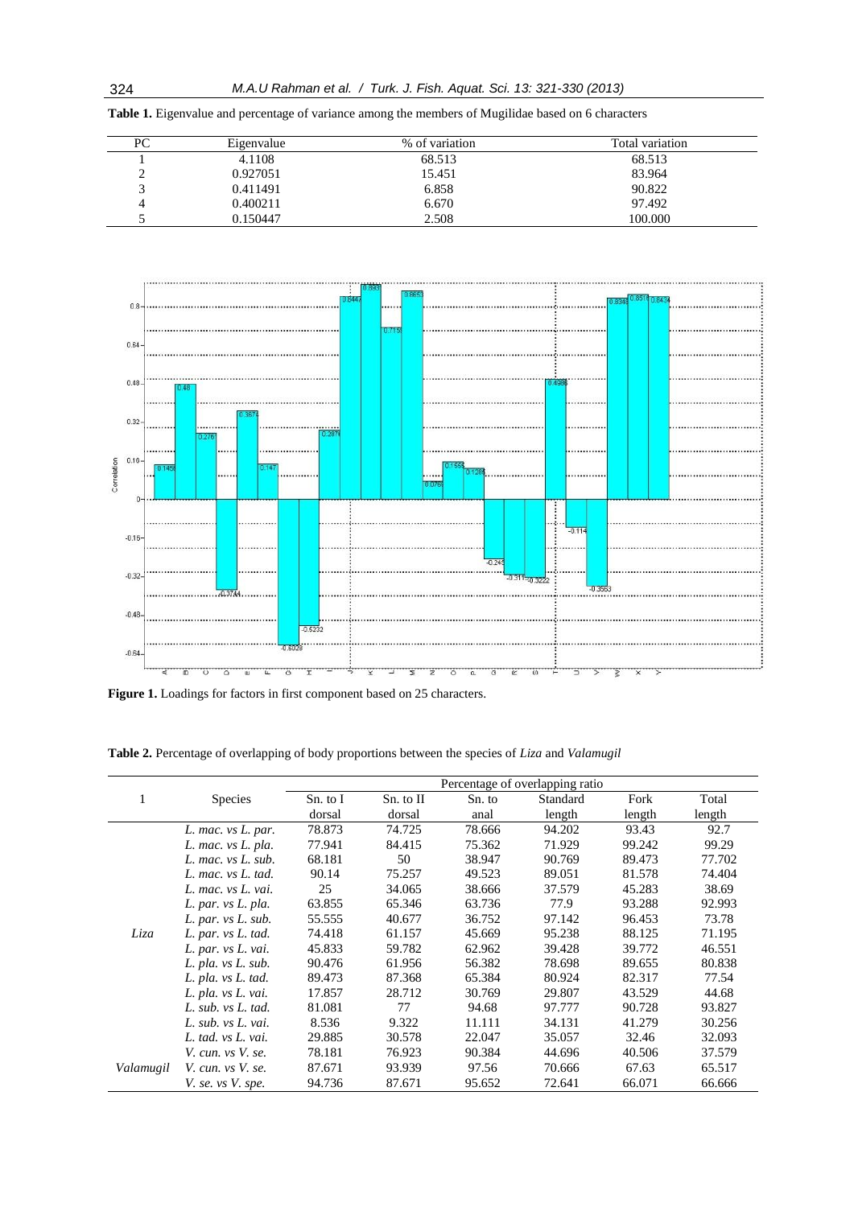**Table 1.** Eigenvalue and percentage of variance among the members of Mugilidae based on 6 characters

| PC | Eigenvalue | % of variation | Total variation |
|---|---|---|---|
| 1 | 4.1108 | 68.513 | 68.513 |
| 2 | 0.927051 | 15.451 | 83.964 |
| 3 | 0.411491 | 6.858 | 90.822 |
| 4 | 0.400211 | 6.670 | 97.492 |
| 5 | 0.150447 | 2.508 | 100.000 |

**Figure 1.** Loadings for factors in first component based on 25 characters.

**Table 2.** Percentage of overlapping of body proportions between the species of *Liza* and *Valamugil*

| 1 | Species | Percentage of overlapping ratio | | | | | |
|---|---|---|---|---|---|---|---|
| | | Sn. to I dorsal | Sn. to II dorsal | Sn. to anal | Standard length | Fork length | Total length |
| *Liza* | *L. mac. vs L. par.* | 78.873 | 74.725 | 78.666 | 94.202 | 93.43 | 92.7 |
| | *L. mac. vs L. pla.* | 77.941 | 84.415 | 75.362 | 71.929 | 99.242 | 99.29 |
| | *L. mac. vs L. sub.* | 68.181 | 50 | 38.947 | 90.769 | 89.473 | 77.702 |
| | *L. mac. vs L. tad.* | 90.14 | 75.257 | 49.523 | 89.051 | 81.578 | 74.404 |
| | *L. mac. vs L. vai.* | 25 | 34.065 | 38.666 | 37.579 | 45.283 | 38.69 |
| | *L. par. vs L. pla.* | 63.855 | 65.346 | 63.736 | 77.9 | 93.288 | 92.993 |
| | *L. par. vs L. sub.* | 55.555 | 40.677 | 36.752 | 97.142 | 96.453 | 73.78 |
| | *L. par. vs L. tad.* | 74.418 | 61.157 | 45.669 | 95.238 | 88.125 | 71.195 |
| | *L. par. vs L. vai.* | 45.833 | 59.782 | 62.962 | 39.428 | 39.772 | 46.551 |
| | *L. pla. vs L. sub.* | 90.476 | 61.956 | 56.382 | 78.698 | 89.655 | 80.838 |
| | *L. pla. vs L. tad.* | 89.473 | 87.368 | 65.384 | 80.924 | 82.317 | 77.54 |
| | *L. pla. vs L. vai.* | 17.857 | 28.712 | 30.769 | 29.807 | 43.529 | 44.68 |
| | *L. sub. vs L. tad.* | 81.081 | 77 | 94.68 | 97.777 | 90.728 | 93.827 |
| | *L. sub. vs L. vai.* | 8.536 | 9.322 | 11.111 | 34.131 | 41.279 | 30.256 |
| | *L. tad. vs L. vai.* | 29.885 | 30.578 | 22.047 | 35.057 | 32.46 | 32.093 |
| *Valamugil* | *V. cun. vs V. se.* | 78.181 | 76.923 | 90.384 | 44.696 | 40.506 | 37.579 |
| | *V. cun. vs V. se.* | 87.671 | 93.939 | 97.56 | 70.666 | 67.63 | 65.517 |
| | *V. se. vs V. spe.* | 94.736 | 87.671 | 95.652 | 72.641 | 66.071 | 66.666 |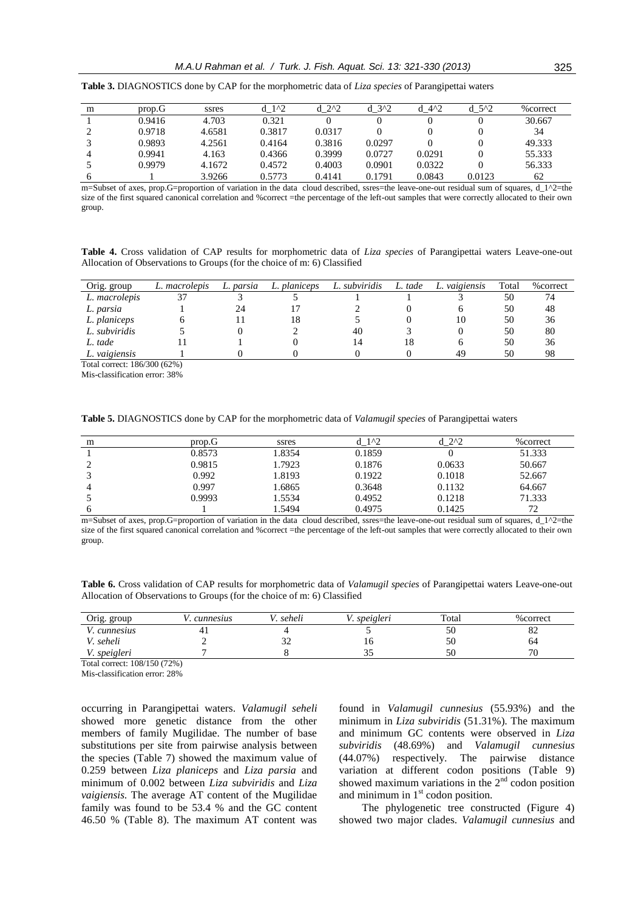**Table 3.** DIAGNOSTICS done by CAP for the morphometric data of *Liza species* of Parangipettai waters

| m | prop.G | ssres | d_1^2 | d_2^2 | d_3^2 | d_4^2 | d_5^2 | %correct |
|---|---|---|---|---|---|---|---|---|
| 1 | 0.9416 | 4.703 | 0.321 | 0 | 0 | 0 | 0 | 30.667 |
| 2 | 0.9718 | 4.6581 | 0.3817 | 0.0317 | 0 | 0 | 0 | 34 |
| 3 | 0.9893 | 4.2561 | 0.4164 | 0.3816 | 0.0297 | 0 | 0 | 49.333 |
| 4 | 0.9941 | 4.163 | 0.4366 | 0.3999 | 0.0727 | 0.0291 | 0 | 55.333 |
| 5 | 0.9979 | 4.1672 | 0.4572 | 0.4003 | 0.0901 | 0.0322 | 0 | 56.333 |
| 6 | 1 | 3.9266 | 0.5773 | 0.4141 | 0.1791 | 0.0843 | 0.0123 | 62 |

m=Subset of axes, prop.G=proportion of variation in the data cloud described, ssres=the leave-one-out residual sum of squares, d_1^2=the size of the first squared canonical correlation and %correct =the percentage of the left-out samples that were correctly allocated to their own group.

**Table 4.** Cross validation of CAP results for morphometric data of *Liza species* of Parangipettai waters Leave-one-out Allocation of Observations to Groups (for the choice of m: 6) Classified

| Orig. group | *L. macrolepis* | *L. parsia* | *L. planiceps* | *L. subviridis* | *L. tade* | *L. vaigiensis* | Total | %correct |
|---|---|---|---|---|---|---|---|---|
| *L. macrolepis* | 37 | 3 | 5 | 1 | 1 | 3 | 50 | 74 |
| *L. parsia* | 1 | 24 | 17 | 2 | 0 | 6 | 50 | 48 |
| *L. planiceps* | 6 | 11 | 18 | 5 | 0 | 10 | 50 | 36 |
| *L. subviridis* | 5 | 0 | 2 | 40 | 3 | 0 | 50 | 80 |
| *L. tade* | 11 | 1 | 0 | 14 | 18 | 6 | 50 | 36 |
| *L. vaigiensis* | 1 | 0 | 0 | 0 | 0 | 49 | 50 | 98 |

Total correct: 186/300 (62%)
Mis-classification error: 38%

**Table 5.** DIAGNOSTICS done by CAP for the morphometric data of *Valamugil species* of Parangipettai waters

| m | prop.G | ssres | d_1^2 | d_2^2 | %correct |
|---|---|---|---|---|---|
| 1 | 0.8573 | 1.8354 | 0.1859 | 0 | 51.333 |
| 2 | 0.9815 | 1.7923 | 0.1876 | 0.0633 | 50.667 |
| 3 | 0.992 | 1.8193 | 0.1922 | 0.1018 | 52.667 |
| 4 | 0.997 | 1.6865 | 0.3648 | 0.1132 | 64.667 |
| 5 | 0.9993 | 1.5534 | 0.4952 | 0.1218 | 71.333 |
| 6 | 1 | 1.5494 | 0.4975 | 0.1425 | 72 |

m=Subset of axes, prop.G=proportion of variation in the data cloud described, ssres=the leave-one-out residual sum of squares, d_1^2=the size of the first squared canonical correlation and %correct =the percentage of the left-out samples that were correctly allocated to their own group.

**Table 6.** Cross validation of CAP results for morphometric data of *Valamugil species* of Parangipettai waters Leave-one-out Allocation of Observations to Groups (for the choice of m: 6) Classified

| Orig. group | *V. cunnesius* | *V. seheli* | *V. speigleri* | Total | %correct |
|---|---|---|---|---|---|
| *V. cunnesius* | 41 | 4 | 5 | 50 | 82 |
| *V. seheli* | 2 | 32 | 16 | 50 | 64 |
| *V. speigleri* | 7 | 8 | 35 | 50 | 70 |

Total correct: 108/150 (72%)
Mis-classification error: 28%

occurring in Parangipettai waters. *Valamugil seheli* showed more genetic distance from the other members of family Mugilidae. The number of base substitutions per site from pairwise analysis between the species (Table 7) showed the maximum value of 0.259 between *Liza planiceps* and *Liza parsia* and minimum of 0.002 between *Liza subviridis* and *Liza vaigiensis*. The average AT content of the Mugilidae family was found to be 53.4 % and the GC content 46.50 % (Table 8). The maximum AT content was found in *Valamugil cunnesius* (55.93%) and the minimum in *Liza subviridis* (51.31%). The maximum and minimum GC contents were observed in *Liza subviridis* (48.69%) and *Valamugil cunnesius* (44.07%) respectively. The pairwise distance variation at different codon positions (Table 9) showed maximum variations in the 2nd codon position and minimum in 1st codon position.

The phylogenetic tree constructed (Figure 4) showed two major clades. *Valamugil cunnesius* and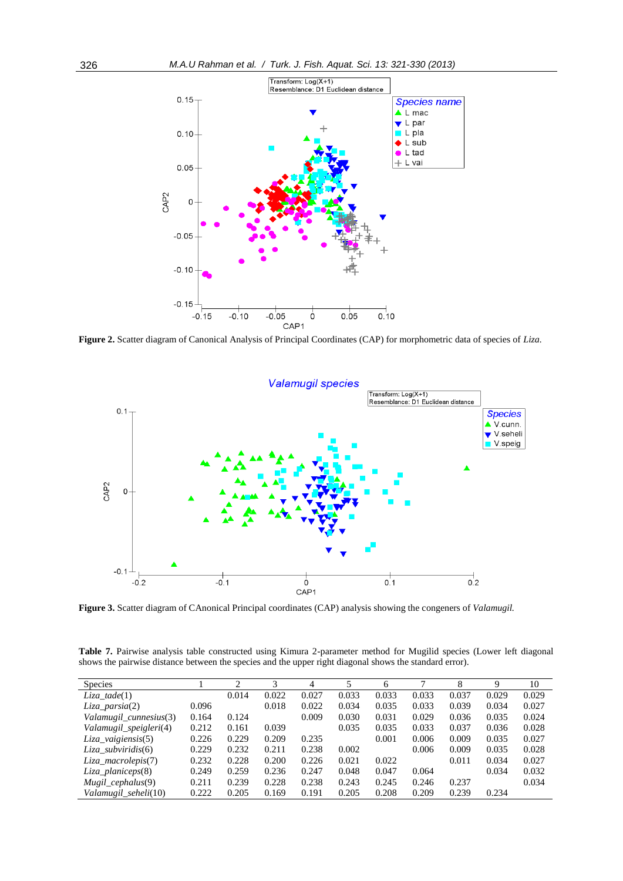**Figure 2.** Scatter diagram of Canonical Analysis of Principal Coordinates (CAP) for morphometric data of species of *Liza*.

**Figure 3.** Scatter diagram of CAnonical Principal coordinates (CAP) analysis showing the congeners of *Valamugil.*

**Table 7.** Pairwise analysis table constructed using Kimura 2-parameter method for Mugilid species (Lower left diagonal shows the pairwise distance between the species and the upper right diagonal shows the standard error).

| Species | 1 | 2 | 3 | 4 | 5 | 6 | 7 | 8 | 9 | 10 |
|---|---|---|---|---|---|---|---|---|---|---|
| *Liza_tade*(1) | | 0.014 | 0.022 | 0.027 | 0.033 | 0.033 | 0.033 | 0.037 | 0.029 | 0.029 |
| *Liza_parsia*(2) | 0.096 | | 0.018 | 0.022 | 0.034 | 0.035 | 0.033 | 0.039 | 0.034 | 0.027 |
| *Valamugil_cunnesius*(3) | 0.164 | 0.124 | | 0.009 | 0.030 | 0.031 | 0.029 | 0.036 | 0.035 | 0.024 |
| *Valamugil_speigleri*(4) | 0.212 | 0.161 | 0.039 | | 0.035 | 0.035 | 0.033 | 0.037 | 0.036 | 0.028 |
| *Liza_vaigiensis*(5) | 0.226 | 0.229 | 0.209 | 0.235 | | 0.001 | 0.006 | 0.009 | 0.035 | 0.027 |
| *Liza_subviridis*(6) | 0.229 | 0.232 | 0.211 | 0.238 | 0.002 | | 0.006 | 0.009 | 0.035 | 0.028 |
| *Liza_macrolepis*(7) | 0.232 | 0.228 | 0.200 | 0.226 | 0.021 | 0.022 | | 0.011 | 0.034 | 0.027 |
| *Liza_planiceps*(8) | 0.249 | 0.259 | 0.236 | 0.247 | 0.048 | 0.047 | 0.064 | | 0.034 | 0.032 |
| *Mugil_cephalus*(9) | 0.211 | 0.239 | 0.228 | 0.238 | 0.243 | 0.245 | 0.246 | 0.237 | | 0.034 |
| *Valamugil_seheli*(10) | 0.222 | 0.205 | 0.169 | 0.191 | 0.205 | 0.208 | 0.209 | 0.239 | 0.234 | |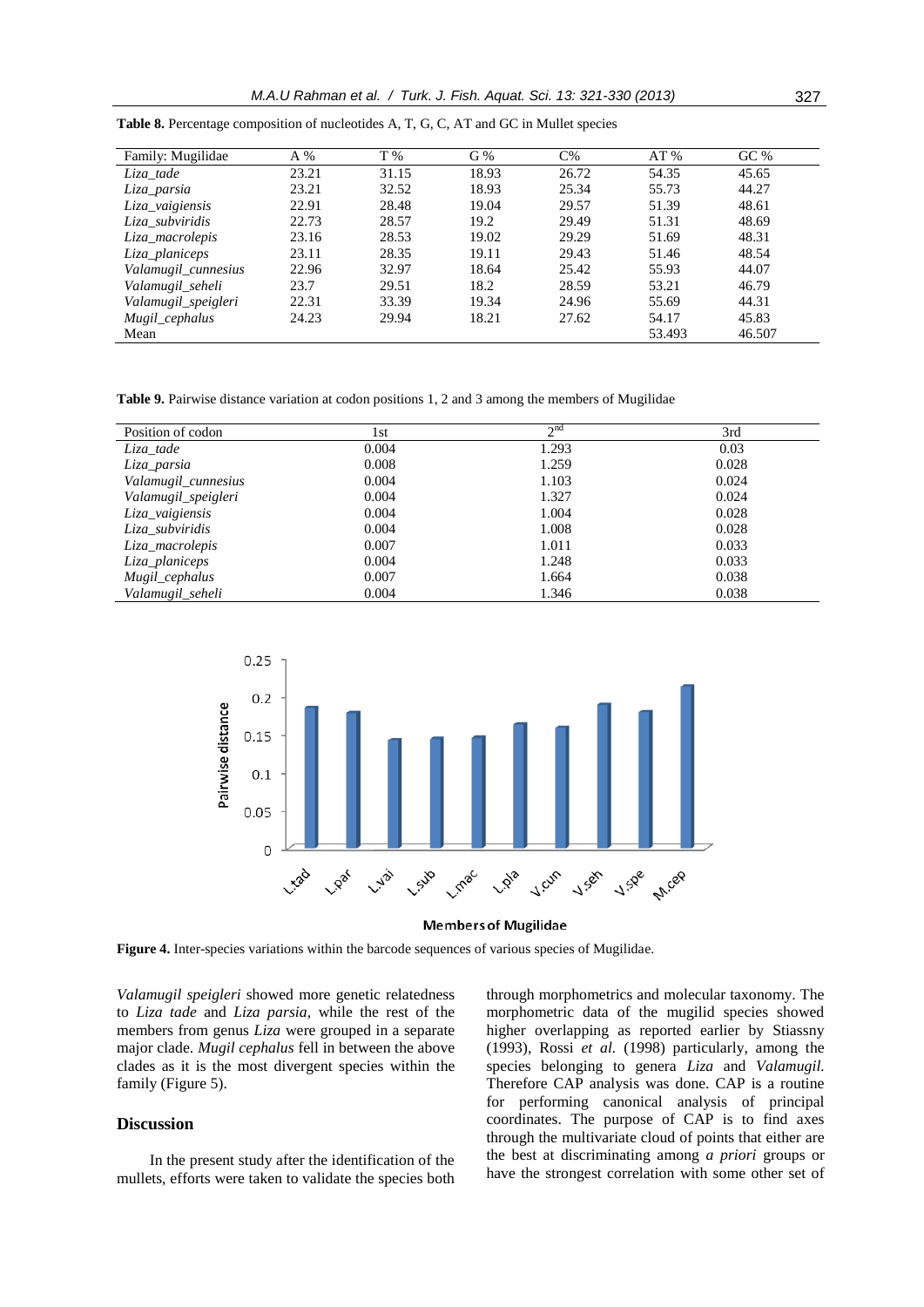**Table 8.** Percentage composition of nucleotides A, T, G, C, AT and GC in Mullet species

| Family: Mugilidae | A % | T % | G % | C% | AT % | GC % |
|---|---|---|---|---|---|---|
| *Liza_tade* | 23.21 | 31.15 | 18.93 | 26.72 | 54.35 | 45.65 |
| *Liza_parsia* | 23.21 | 32.52 | 18.93 | 25.34 | 55.73 | 44.27 |
| *Liza_vaigiensis* | 22.91 | 28.48 | 19.04 | 29.57 | 51.39 | 48.61 |
| *Liza_subviridis* | 22.73 | 28.57 | 19.2 | 29.49 | 51.31 | 48.69 |
| *Liza_macrolepis* | 23.16 | 28.53 | 19.02 | 29.29 | 51.69 | 48.31 |
| *Liza_planiceps* | 23.11 | 28.35 | 19.11 | 29.43 | 51.46 | 48.54 |
| *Valamugil_cunnesius* | 22.96 | 32.97 | 18.64 | 25.42 | 55.93 | 44.07 |
| *Valamugil_seheli* | 23.7 | 29.51 | 18.2 | 28.59 | 53.21 | 46.79 |
| *Valamugil_speigleri* | 22.31 | 33.39 | 19.34 | 24.96 | 55.69 | 44.31 |
| *Mugil_cephalus* | 24.23 | 29.94 | 18.21 | 27.62 | 54.17 | 45.83 |
| Mean | | | | | 53.493 | 46.507 |

**Table 9.** Pairwise distance variation at codon positions 1, 2 and 3 among the members of Mugilidae

| Position of codon | 1st | 2nd | 3rd |
|---|---|---|---|
| *Liza_tade* | 0.004 | 1.293 | 0.03 |
| *Liza_parsia* | 0.008 | 1.259 | 0.028 |
| *Valamugil_cunnesius* | 0.004 | 1.103 | 0.024 |
| *Valamugil_speigleri* | 0.004 | 1.327 | 0.024 |
| *Liza_vaigiensis* | 0.004 | 1.004 | 0.028 |
| *Liza_subviridis* | 0.004 | 1.008 | 0.028 |
| *Liza_macrolepis* | 0.007 | 1.011 | 0.033 |
| *Liza_planiceps* | 0.004 | 1.248 | 0.033 |
| *Mugil_cephalus* | 0.007 | 1.664 | 0.038 |
| *Valamugil_seheli* | 0.004 | 1.346 | 0.038 |

**Figure 4.** Inter-species variations within the barcode sequences of various species of Mugilidae.

*Valamugil speigleri* showed more genetic relatedness to *Liza tade* and *Liza parsia*, while the rest of the members from genus *Liza* were grouped in a separate major clade. *Mugil cephalus* fell in between the above clades as it is the most divergent species within the family (Figure 5).

## Discussion

In the present study after the identification of the mullets, efforts were taken to validate the species both through morphometrics and molecular taxonomy. The morphometric data of the mugilid species showed higher overlapping as reported earlier by Stiassny (1993), Rossi *et al.* (1998) particularly, among the species belonging to genera *Liza* and *Valamugil.* Therefore CAP analysis was done. CAP is a routine for performing canonical analysis of principal coordinates. The purpose of CAP is to find axes through the multivariate cloud of points that either are the best at discriminating among *a priori* groups or have the strongest correlation with some other set of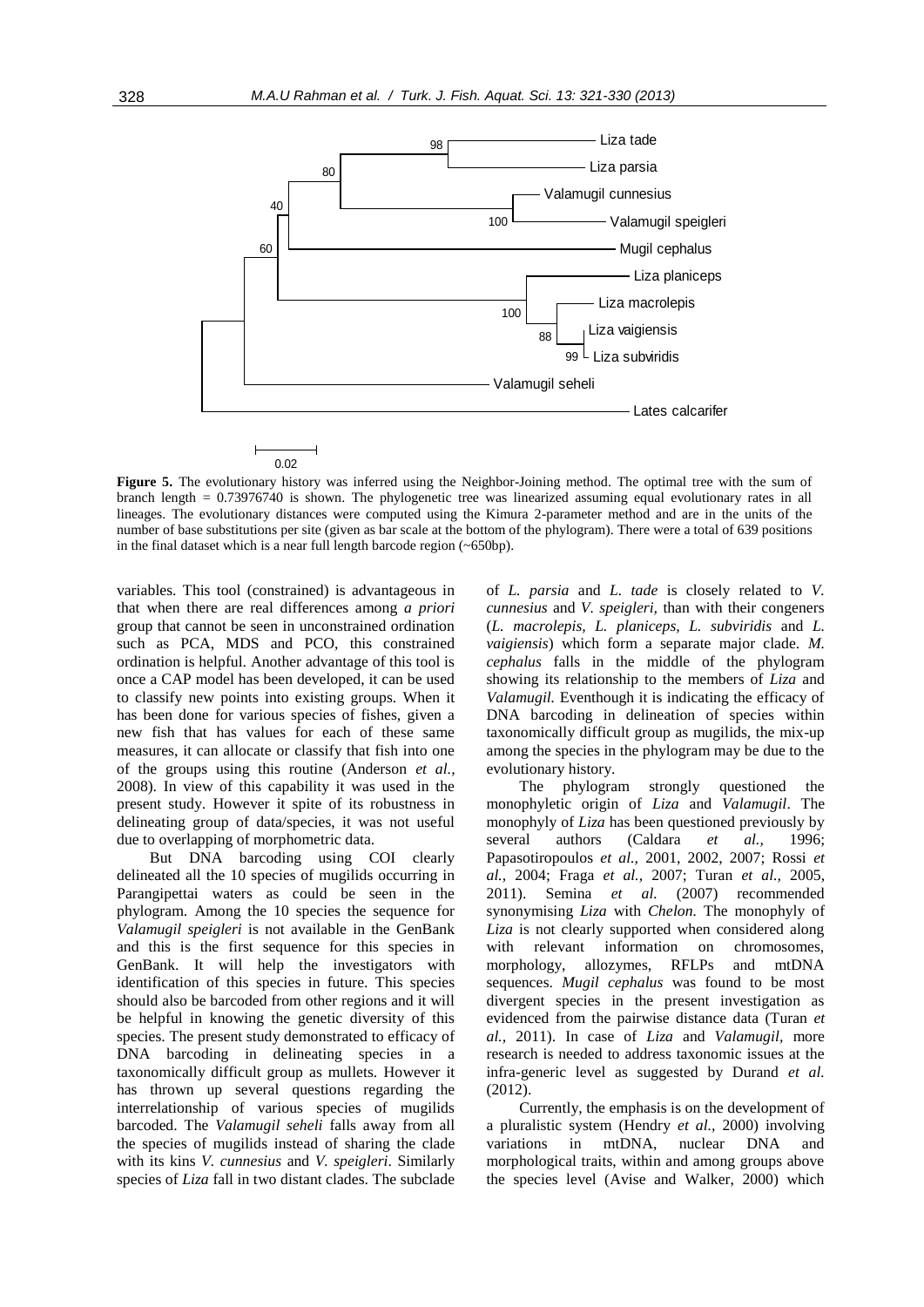**Figure 5.** The evolutionary history was inferred using the Neighbor-Joining method. The optimal tree with the sum of branch length = 0.73976740 is shown. The phylogenetic tree was linearized assuming equal evolutionary rates in all lineages. The evolutionary distances were computed using the Kimura 2-parameter method and are in the units of the number of base substitutions per site (given as bar scale at the bottom of the phylogram). There were a total of 639 positions in the final dataset which is a near full length barcode region (~650bp).

variables. This tool (constrained) is advantageous in that when there are real differences among *a priori* group that cannot be seen in unconstrained ordination such as PCA, MDS and PCO, this constrained ordination is helpful. Another advantage of this tool is once a CAP model has been developed, it can be used to classify new points into existing groups. When it has been done for various species of fishes, given a new fish that has values for each of these same measures, it can allocate or classify that fish into one of the groups using this routine (Anderson *et al.,* 2008). In view of this capability it was used in the present study. However it spite of its robustness in delineating group of data/species, it was not useful due to overlapping of morphometric data.

But DNA barcoding using COI clearly delineated all the 10 species of mugilids occurring in Parangipettai waters as could be seen in the phylogram. Among the 10 species the sequence for *Valamugil speigleri* is not available in the GenBank and this is the first sequence for this species in GenBank. It will help the investigators with identification of this species in future. This species should also be barcoded from other regions and it will be helpful in knowing the genetic diversity of this species. The present study demonstrated to efficacy of DNA barcoding in delineating species in a taxonomically difficult group as mullets. However it has thrown up several questions regarding the interrelationship of various species of mugilids barcoded. The *Valamugil seheli* falls away from all the species of mugilids instead of sharing the clade with its kins *V. cunnesius* and *V. speigleri*. Similarly species of *Liza* fall in two distant clades. The subclade of *L. parsia* and *L. tade* is closely related to *V. cunnesius* and *V. speigleri,* than with their congeners (*L. macrolepis, L. planiceps, L. subviridis* and *L. vaigiensis*) which form a separate major clade. *M. cephalus* falls in the middle of the phylogram showing its relationship to the members of *Liza* and *Valamugil.* Eventhough it is indicating the efficacy of DNA barcoding in delineation of species within taxonomically difficult group as mugilids, the mix-up among the species in the phylogram may be due to the evolutionary history.

The phylogram strongly questioned the monophyletic origin of *Liza* and *Valamugil*. The monophyly of *Liza* has been questioned previously by several authors (Caldara *et al.,* 1996; Papasotiropoulos *et al.,* 2001, 2002, 2007; Rossi *et al.,* 2004; Fraga *et al.,* 2007; Turan *et al.,* 2005, 2011). Semina *et al.* (2007) recommended synonymising *Liza* with *Chelon.* The monophyly of *Liza* is not clearly supported when considered along with relevant information on chromosomes, morphology, allozymes, RFLPs and mtDNA sequences. *Mugil cephalus* was found to be most divergent species in the present investigation as evidenced from the pairwise distance data (Turan *et al.,* 2011). In case of *Liza* and *Valamugil,* more research is needed to address taxonomic issues at the infra-generic level as suggested by Durand *et al.* (2012).

Currently, the emphasis is on the development of a pluralistic system (Hendry *et al.,* 2000) involving variations in mtDNA, nuclear DNA and morphological traits, within and among groups above the species level (Avise and Walker, 2000) which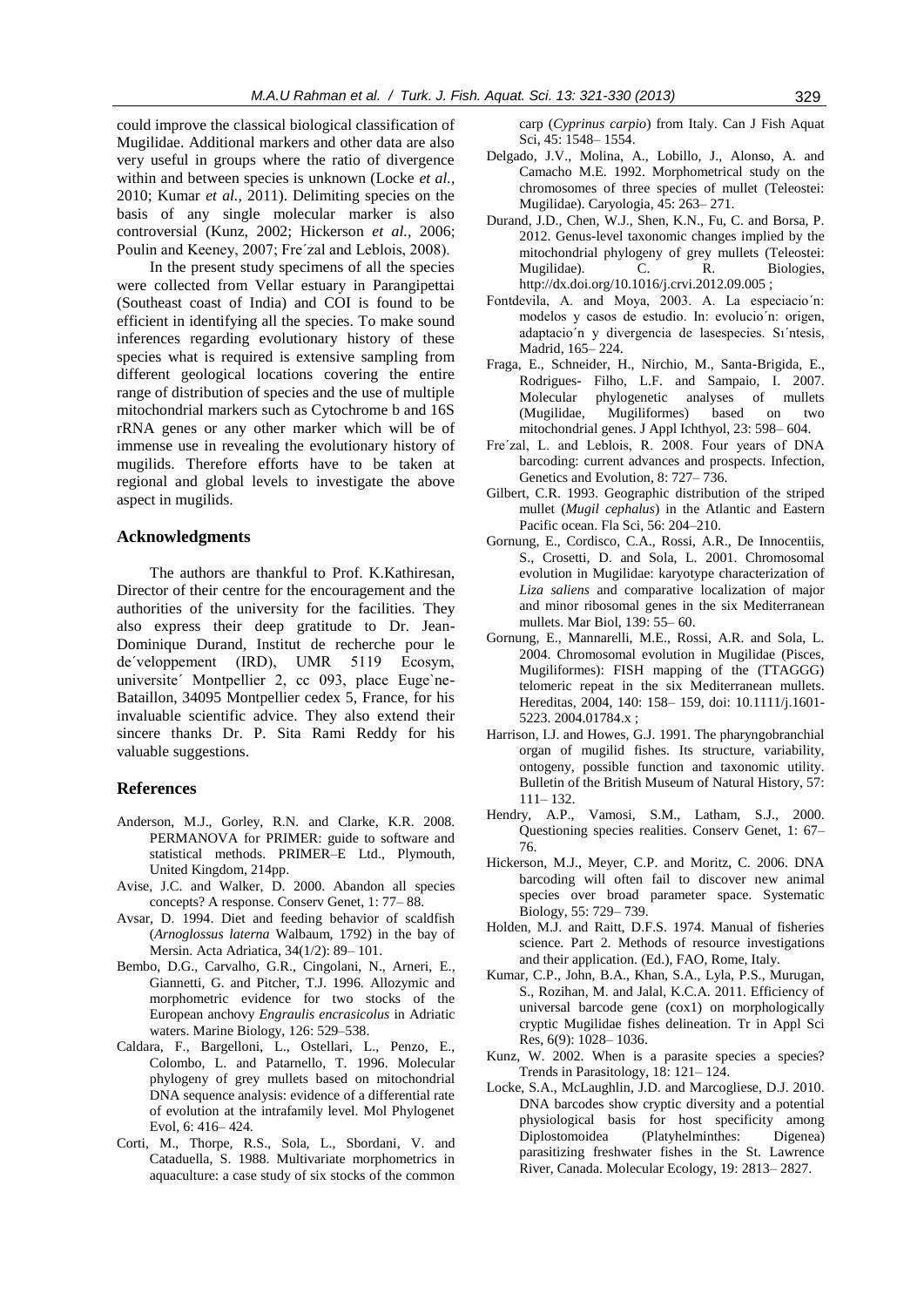could improve the classical biological classification of Mugilidae. Additional markers and other data are also very useful in groups where the ratio of divergence within and between species is unknown (Locke *et al.,* 2010; Kumar *et al.,* 2011). Delimiting species on the basis of any single molecular marker is also controversial (Kunz, 2002; Hickerson *et al.,* 2006; Poulin and Keeney, 2007; Fre´zal and Leblois, 2008).

In the present study specimens of all the species were collected from Vellar estuary in Parangipettai (Southeast coast of India) and COI is found to be efficient in identifying all the species. To make sound inferences regarding evolutionary history of these species what is required is extensive sampling from different geological locations covering the entire range of distribution of species and the use of multiple mitochondrial markers such as Cytochrome b and 16S rRNA genes or any other marker which will be of immense use in revealing the evolutionary history of mugilids. Therefore efforts have to be taken at regional and global levels to investigate the above aspect in mugilids.

## Acknowledgments

The authors are thankful to Prof. K.Kathiresan, Director of their centre for the encouragement and the authorities of the university for the facilities. They also express their deep gratitude to Dr. Jean-Dominique Durand, Institut de recherche pour le de´veloppement (IRD), UMR 5119 Ecosym, universite´ Montpellier 2, cc 093, place Euge`ne-Bataillon, 34095 Montpellier cedex 5, France, for his invaluable scientific advice. They also extend their sincere thanks Dr. P. Sita Rami Reddy for his valuable suggestions.

## References

Anderson, M.J., Gorley, R.N. and Clarke, K.R. 2008. PERMANOVA for PRIMER: guide to software and statistical methods. PRIMER–E Ltd., Plymouth, United Kingdom, 214pp.

Avise, J.C. and Walker, D. 2000. Abandon all species concepts? A response. Conserv Genet, 1: 77– 88.

Avsar, D. 1994. Diet and feeding behavior of scaldfish (*Arnoglossus laterna* Walbaum, 1792) in the bay of Mersin. Acta Adriatica, 34(1/2): 89– 101.

Bembo, D.G., Carvalho, G.R., Cingolani, N., Arneri, E., Giannetti, G. and Pitcher, T.J. 1996. Allozymic and morphometric evidence for two stocks of the European anchovy *Engraulis encrasicolus* in Adriatic waters. Marine Biology, 126: 529–538.

Caldara, F., Bargelloni, L., Ostellari, L., Penzo, E., Colombo, L. and Patarnello, T. 1996. Molecular phylogeny of grey mullets based on mitochondrial DNA sequence analysis: evidence of a differential rate of evolution at the intrafamily level. Mol Phylogenet Evol, 6: 416– 424.

Corti, M., Thorpe, R.S., Sola, L., Sbordani, V. and Cataduella, S. 1988. Multivariate morphometrics in aquaculture: a case study of six stocks of the common carp (*Cyprinus carpio*) from Italy. Can J Fish Aquat Sci, 45: 1548– 1554.

Delgado, J.V., Molina, A., Lobillo, J., Alonso, A. and Camacho M.E. 1992. Morphometrical study on the chromosomes of three species of mullet (Teleostei: Mugilidae). Caryologia, 45: 263– 271.

Durand, J.D., Chen, W.J., Shen, K.N., Fu, C. and Borsa, P. 2012. Genus-level taxonomic changes implied by the mitochondrial phylogeny of grey mullets (Teleostei: Mugilidae). C. R. Biologies, http://dx.doi.org/10.1016/j.crvi.2012.09.005 ;

Fontdevila, A. and Moya, 2003. A. La especiacio´n: modelos y casos de estudio. In: evolucio´n: origen, adaptacio´n y divergencia de lasespecies. Sı´ntesis, Madrid, 165– 224.

Fraga, E., Schneider, H., Nirchio, M., Santa-Brigida, E., Rodrigues- Filho, L.F. and Sampaio, I. 2007. Molecular phylogenetic analyses of mullets (Mugilidae, Mugiliformes) based on two mitochondrial genes. J Appl Ichthyol, 23: 598– 604.

Fre´zal, L. and Leblois, R. 2008. Four years of DNA barcoding: current advances and prospects. Infection, Genetics and Evolution, 8: 727– 736.

Gilbert, C.R. 1993. Geographic distribution of the striped mullet (*Mugil cephalus*) in the Atlantic and Eastern Pacific ocean. Fla Sci, 56: 204–210.

Gornung, E., Cordisco, C.A., Rossi, A.R., De Innocentiis, S., Crosetti, D. and Sola, L. 2001. Chromosomal evolution in Mugilidae: karyotype characterization of *Liza saliens* and comparative localization of major and minor ribosomal genes in the six Mediterranean mullets. Mar Biol, 139: 55– 60.

Gornung, E., Mannarelli, M.E., Rossi, A.R. and Sola, L. 2004. Chromosomal evolution in Mugilidae (Pisces, Mugiliformes): FISH mapping of the (TTAGGG) telomeric repeat in the six Mediterranean mullets. Hereditas, 2004, 140: 158– 159, doi: 10.1111/j.1601-5223. 2004.01784.x ;

Harrison, I.J. and Howes, G.J. 1991. The pharyngobranchial organ of mugilid fishes. Its structure, variability, ontogeny, possible function and taxonomic utility. Bulletin of the British Museum of Natural History, 57: 111– 132.

Hendry, A.P., Vamosi, S.M., Latham, S.J., 2000. Questioning species realities. Conserv Genet, 1: 67– 76.

Hickerson, M.J., Meyer, C.P. and Moritz, C. 2006. DNA barcoding will often fail to discover new animal species over broad parameter space. Systematic Biology, 55: 729– 739.

Holden, M.J. and Raitt, D.F.S. 1974. Manual of fisheries science. Part 2. Methods of resource investigations and their application. (Ed.), FAO, Rome, Italy.

Kumar, C.P., John, B.A., Khan, S.A., Lyla, P.S., Murugan, S., Rozihan, M. and Jalal, K.C.A. 2011. Efficiency of universal barcode gene (cox1) on morphologically cryptic Mugilidae fishes delineation. Tr in Appl Sci Res, 6(9): 1028– 1036.

Kunz, W. 2002. When is a parasite species a species? Trends in Parasitology, 18: 121– 124.

Locke, S.A., McLaughlin, J.D. and Marcogliese, D.J. 2010. DNA barcodes show cryptic diversity and a potential physiological basis for host specificity among Diplostomoidea (Platyhelminthes: Digenea) parasitizing freshwater fishes in the St. Lawrence River, Canada. Molecular Ecology, 19: 2813– 2827.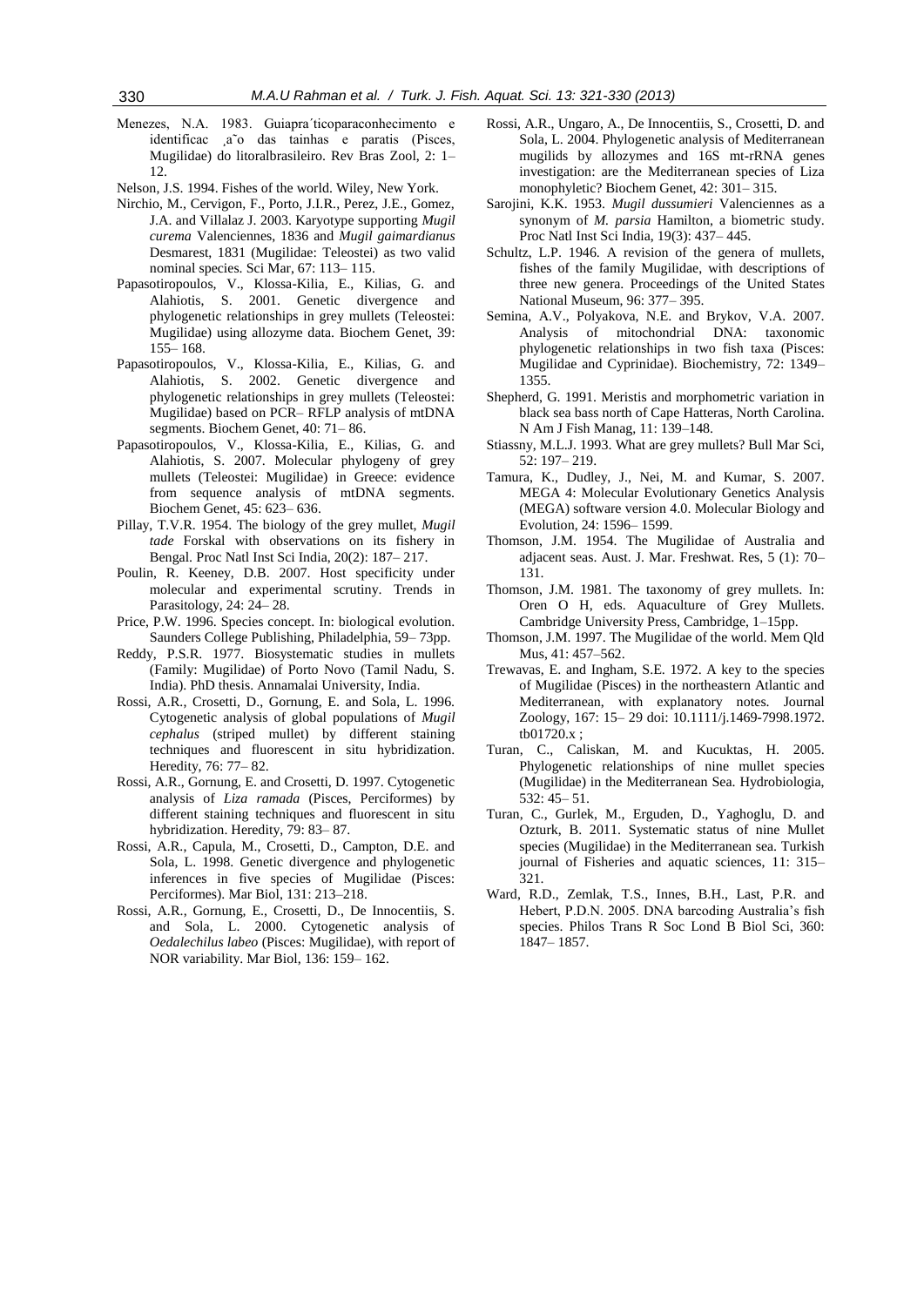Menezes, N.A. 1983. Guiapra´ticoparaconhecimento e identificac ¸a˜o das tainhas e paratis (Pisces, Mugilidae) do litoralbrasileiro. Rev Bras Zool, 2: 1– 12.

Nelson, J.S. 1994. Fishes of the world. Wiley, New York.

Nirchio, M., Cervigon, F., Porto, J.I.R., Perez, J.E., Gomez, J.A. and Villalaz J. 2003. Karyotype supporting *Mugil curema* Valenciennes, 1836 and *Mugil gaimardianus* Desmarest, 1831 (Mugilidae: Teleostei) as two valid nominal species. Sci Mar, 67: 113– 115.

Papasotiropoulos, V., Klossa-Kilia, E., Kilias, G. and Alahiotis, S. 2001. Genetic divergence and phylogenetic relationships in grey mullets (Teleostei: Mugilidae) using allozyme data. Biochem Genet, 39: 155– 168.

Papasotiropoulos, V., Klossa-Kilia, E., Kilias, G. and Alahiotis, S. 2002. Genetic divergence and phylogenetic relationships in grey mullets (Teleostei: Mugilidae) based on PCR– RFLP analysis of mtDNA segments. Biochem Genet, 40: 71– 86.

Papasotiropoulos, V., Klossa-Kilia, E., Kilias, G. and Alahiotis, S. 2007. Molecular phylogeny of grey mullets (Teleostei: Mugilidae) in Greece: evidence from sequence analysis of mtDNA segments. Biochem Genet, 45: 623– 636.

Pillay, T.V.R. 1954. The biology of the grey mullet, *Mugil tade* Forskal with observations on its fishery in Bengal. Proc Natl Inst Sci India, 20(2): 187– 217.

Poulin, R. Keeney, D.B. 2007. Host specificity under molecular and experimental scrutiny. Trends in Parasitology, 24: 24– 28.

Price, P.W. 1996. Species concept. In: biological evolution. Saunders College Publishing, Philadelphia, 59– 73pp.

Reddy, P.S.R. 1977. Biosystematic studies in mullets (Family: Mugilidae) of Porto Novo (Tamil Nadu, S. India). PhD thesis. Annamalai University, India.

Rossi, A.R., Crosetti, D., Gornung, E. and Sola, L. 1996. Cytogenetic analysis of global populations of *Mugil cephalus* (striped mullet) by different staining techniques and fluorescent in situ hybridization. Heredity, 76: 77– 82.

Rossi, A.R., Gornung, E. and Crosetti, D. 1997. Cytogenetic analysis of *Liza ramada* (Pisces, Perciformes) by different staining techniques and fluorescent in situ hybridization. Heredity, 79: 83– 87.

Rossi, A.R., Capula, M., Crosetti, D., Campton, D.E. and Sola, L. 1998. Genetic divergence and phylogenetic inferences in five species of Mugilidae (Pisces: Perciformes). Mar Biol, 131: 213–218.

Rossi, A.R., Gornung, E., Crosetti, D., De Innocentiis, S. and Sola, L. 2000. Cytogenetic analysis of *Oedalechilus labeo* (Pisces: Mugilidae), with report of NOR variability. Mar Biol, 136: 159– 162.

Rossi, A.R., Ungaro, A., De Innocentiis, S., Crosetti, D. and Sola, L. 2004. Phylogenetic analysis of Mediterranean mugilids by allozymes and 16S mt-rRNA genes investigation: are the Mediterranean species of Liza monophyletic? Biochem Genet, 42: 301– 315.

Sarojini, K.K. 1953. *Mugil dussumieri* Valenciennes as a synonym of *M. parsia* Hamilton, a biometric study. Proc Natl Inst Sci India, 19(3): 437– 445.

Schultz, L.P. 1946. A revision of the genera of mullets, fishes of the family Mugilidae, with descriptions of three new genera. Proceedings of the United States National Museum, 96: 377– 395.

Semina, A.V., Polyakova, N.E. and Brykov, V.A. 2007. Analysis of mitochondrial DNA: taxonomic phylogenetic relationships in two fish taxa (Pisces: Mugilidae and Cyprinidae). Biochemistry, 72: 1349– 1355.

Shepherd, G. 1991. Meristis and morphometric variation in black sea bass north of Cape Hatteras, North Carolina. N Am J Fish Manag, 11: 139–148.

Stiassny, M.L.J. 1993. What are grey mullets? Bull Mar Sci, 52: 197– 219.

Tamura, K., Dudley, J., Nei, M. and Kumar, S. 2007. MEGA 4: Molecular Evolutionary Genetics Analysis (MEGA) software version 4.0. Molecular Biology and Evolution, 24: 1596– 1599.

Thomson, J.M. 1954. The Mugilidae of Australia and adjacent seas. Aust. J. Mar. Freshwat. Res, 5 (1): 70– 131.

Thomson, J.M. 1981. The taxonomy of grey mullets. In: Oren O H, eds. Aquaculture of Grey Mullets. Cambridge University Press, Cambridge, 1–15pp.

Thomson, J.M. 1997. The Mugilidae of the world. Mem Qld Mus, 41: 457–562.

Trewavas, E. and Ingham, S.E. 1972. A key to the species of Mugilidae (Pisces) in the northeastern Atlantic and Mediterranean, with explanatory notes. Journal Zoology, 167: 15– 29 doi: 10.1111/j.1469-7998.1972. tb01720.x ;

Turan, C., Caliskan, M. and Kucuktas, H. 2005. Phylogenetic relationships of nine mullet species (Mugilidae) in the Mediterranean Sea. Hydrobiologia, 532: 45– 51.

Turan, C., Gurlek, M., Erguden, D., Yaghoglu, D. and Ozturk, B. 2011. Systematic status of nine Mullet species (Mugilidae) in the Mediterranean sea. Turkish journal of Fisheries and aquatic sciences, 11: 315– 321.

Ward, R.D., Zemlak, T.S., Innes, B.H., Last, P.R. and Hebert, P.D.N. 2005. DNA barcoding Australia's fish species. Philos Trans R Soc Lond B Biol Sci, 360: 1847– 1857.